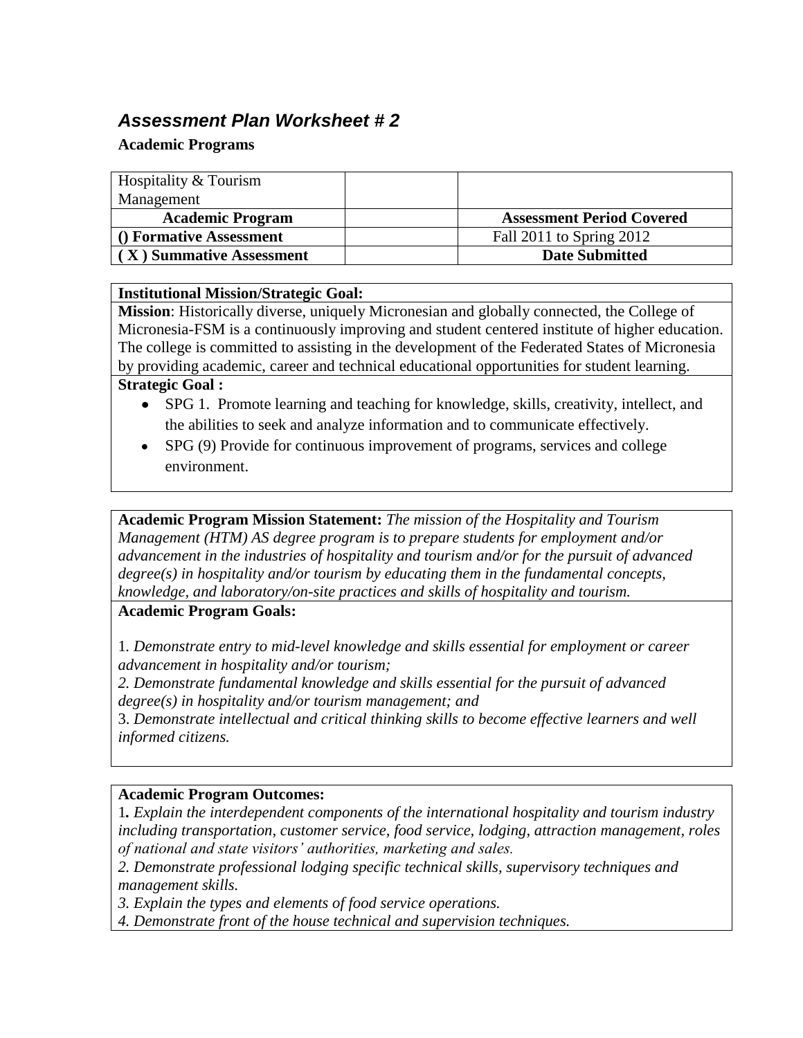## *Assessment Plan Worksheet # 2*

**Academic Programs**

| | | |
|---|---|---|
| Hospitality & Tourism Management | | |
| **Academic Program** | | **Assessment Period Covered** |
| **() Formative Assessment** | | Fall 2011 to Spring 2012 |
| **( X ) Summative Assessment** | | **Date Submitted** |

**Institutional Mission/Strategic Goal:**

**Mission**: Historically diverse, uniquely Micronesian and globally connected, the College of Micronesia-FSM is a continuously improving and student centered institute of higher education. The college is committed to assisting in the development of the Federated States of Micronesia by providing academic, career and technical educational opportunities for student learning.

**Strategic Goal :**

- SPG 1. Promote learning and teaching for knowledge, skills, creativity, intellect, and the abilities to seek and analyze information and to communicate effectively.
- SPG (9) Provide for continuous improvement of programs, services and college environment.

**Academic Program Mission Statement:** *The mission of the Hospitality and Tourism Management (HTM) AS degree program is to prepare students for employment and/or advancement in the industries of hospitality and tourism and/or for the pursuit of advanced degree(s) in hospitality and/or tourism by educating them in the fundamental concepts, knowledge, and laboratory/on-site practices and skills of hospitality and tourism.*

**Academic Program Goals:**

1. *Demonstrate entry to mid-level knowledge and skills essential for employment or career advancement in hospitality and/or tourism;*
2. *Demonstrate fundamental knowledge and skills essential for the pursuit of advanced degree(s) in hospitality and/or tourism management; and*
3. *Demonstrate intellectual and critical thinking skills to become effective learners and well informed citizens.*

**Academic Program Outcomes:**

1. *Explain the interdependent components of the international hospitality and tourism industry including transportation, customer service, food service, lodging, attraction management, roles of national and state visitors' authorities, marketing and sales.*
2. *Demonstrate professional lodging specific technical skills, supervisory techniques and management skills.*
3. *Explain the types and elements of food service operations.*
4. *Demonstrate front of the house technical and supervision techniques.*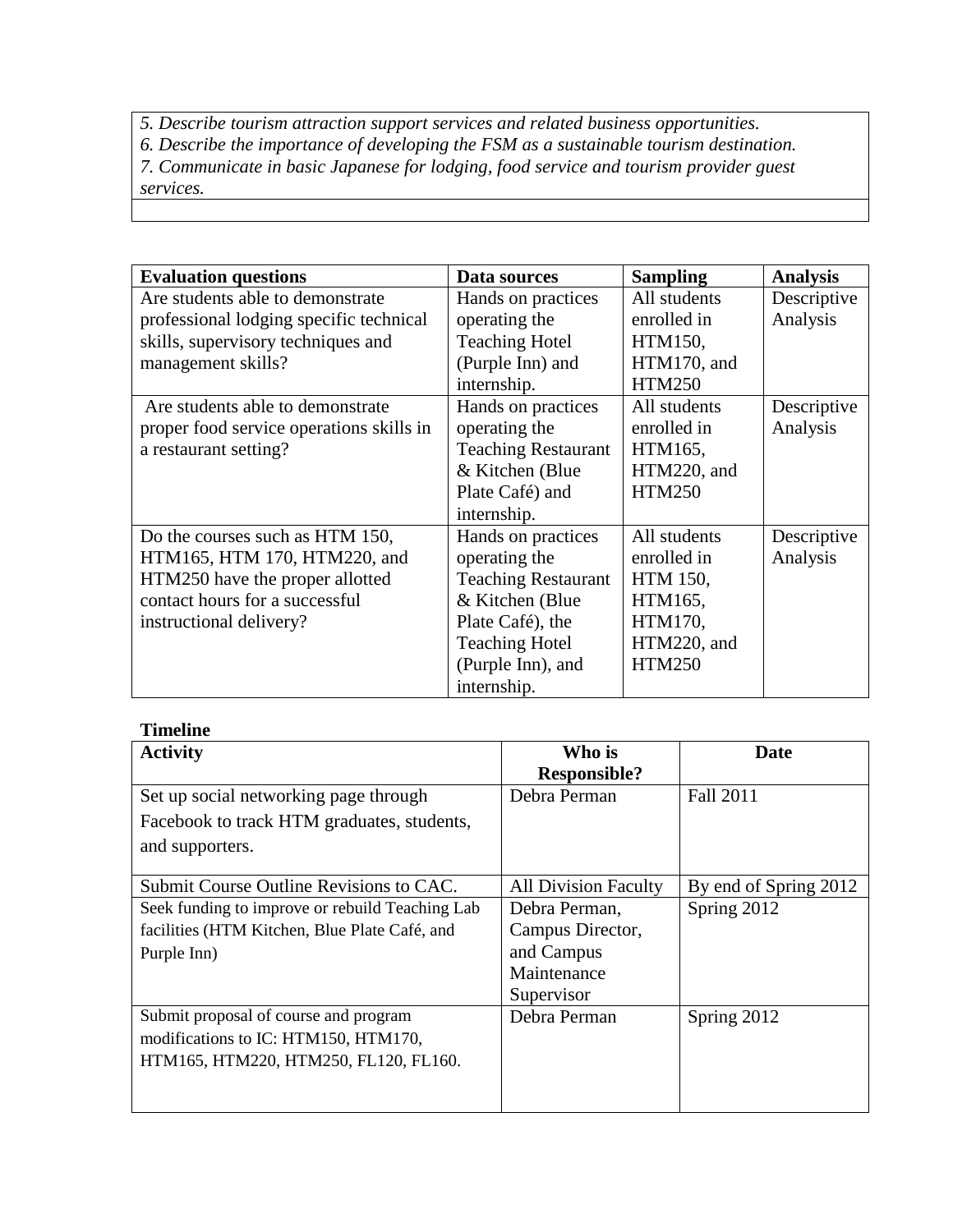| |
|---|
| *5. Describe tourism attraction support services and related business opportunities.*<br>*6. Describe the importance of developing the FSM as a sustainable tourism destination.*<br>*7. Communicate in basic Japanese for lodging, food service and tourism provider guest services.* |
| |

| Evaluation questions | Data sources | Sampling | Analysis |
|---|---|---|---|
| Are students able to demonstrate professional lodging specific technical skills, supervisory techniques and management skills? | Hands on practices operating the Teaching Hotel (Purple Inn) and internship. | All students enrolled in HTM150, HTM170, and HTM250 | Descriptive Analysis |
| Are students able to demonstrate proper food service operations skills in a restaurant setting? | Hands on practices operating the Teaching Restaurant & Kitchen (Blue Plate Café) and internship. | All students enrolled in HTM165, HTM220, and HTM250 | Descriptive Analysis |
| Do the courses such as HTM 150, HTM165, HTM 170, HTM220, and HTM250 have the proper allotted contact hours for a successful instructional delivery? | Hands on practices operating the Teaching Restaurant & Kitchen (Blue Plate Café), the Teaching Hotel (Purple Inn), and internship. | All students enrolled in HTM 150, HTM165, HTM170, HTM220, and HTM250 | Descriptive Analysis |

**Timeline**

| Activity | Who is Responsible? | Date |
|---|---|---|
| Set up social networking page through Facebook to track HTM graduates, students, and supporters. | Debra Perman | Fall 2011 |
| Submit Course Outline Revisions to CAC. | All Division Faculty | By end of Spring 2012 |
| Seek funding to improve or rebuild Teaching Lab facilities (HTM Kitchen, Blue Plate Café, and Purple Inn) | Debra Perman, Campus Director, and Campus Maintenance Supervisor | Spring 2012 |
| Submit proposal of course and program modifications to IC: HTM150, HTM170, HTM165, HTM220, HTM250, FL120, FL160. | Debra Perman | Spring 2012 |